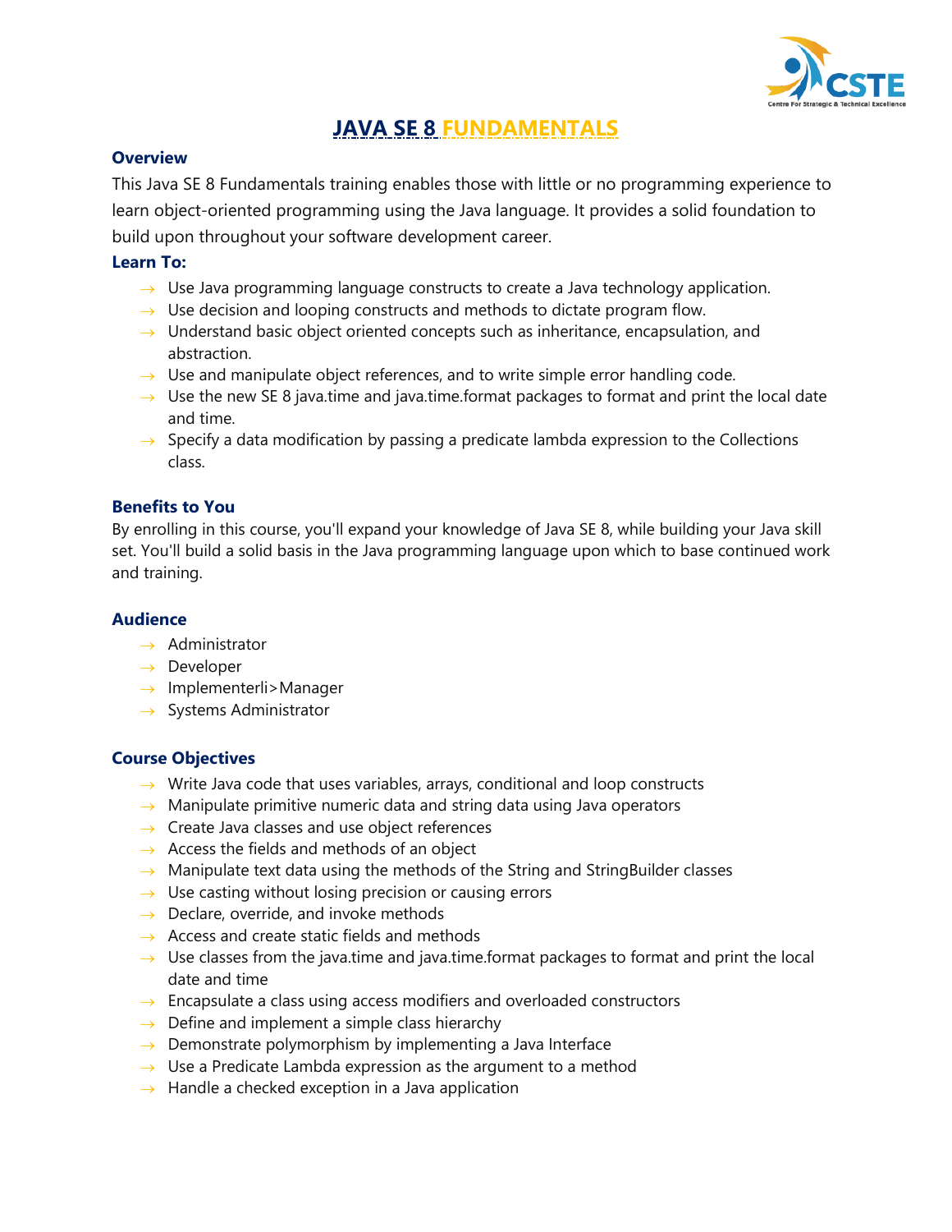# JAVA SE 8 FUNDAMENTALS

### Overview

This Java SE 8 Fundamentals training enables those with little or no programming experience to learn object-oriented programming using the Java language. It provides a solid foundation to build upon throughout your software development career.

### Learn To:

- Use Java programming language constructs to create a Java technology application.
- Use decision and looping constructs and methods to dictate program flow.
- Understand basic object oriented concepts such as inheritance, encapsulation, and abstraction.
- Use and manipulate object references, and to write simple error handling code.
- Use the new SE 8 java.time and java.time.format packages to format and print the local date and time.
- Specify a data modification by passing a predicate lambda expression to the Collections class.

### Benefits to You

By enrolling in this course, you'll expand your knowledge of Java SE 8, while building your Java skill set. You'll build a solid basis in the Java programming language upon which to base continued work and training.

### Audience

- Administrator
- Developer
- Implementerli>Manager
- Systems Administrator

### Course Objectives

- Write Java code that uses variables, arrays, conditional and loop constructs
- Manipulate primitive numeric data and string data using Java operators
- Create Java classes and use object references
- Access the fields and methods of an object
- Manipulate text data using the methods of the String and StringBuilder classes
- Use casting without losing precision or causing errors
- Declare, override, and invoke methods
- Access and create static fields and methods
- Use classes from the java.time and java.time.format packages to format and print the local date and time
- Encapsulate a class using access modifiers and overloaded constructors
- Define and implement a simple class hierarchy
- Demonstrate polymorphism by implementing a Java Interface
- Use a Predicate Lambda expression as the argument to a method
- Handle a checked exception in a Java application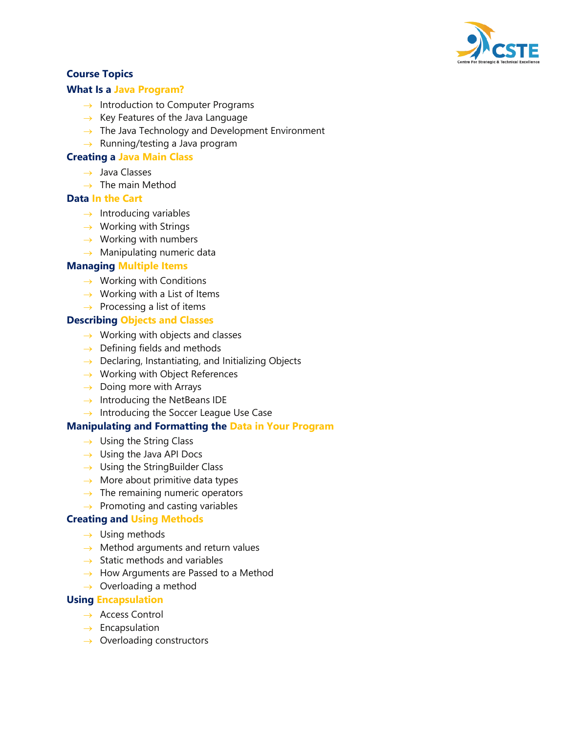## Course Topics

### What Is a Java Program?

- Introduction to Computer Programs
- Key Features of the Java Language
- The Java Technology and Development Environment
- Running/testing a Java program

### Creating a Java Main Class

- Java Classes
- The main Method

### Data In the Cart

- Introducing variables
- Working with Strings
- Working with numbers
- Manipulating numeric data

### Managing Multiple Items

- Working with Conditions
- Working with a List of Items
- Processing a list of items

### Describing Objects and Classes

- Working with objects and classes
- Defining fields and methods
- Declaring, Instantiating, and Initializing Objects
- Working with Object References
- Doing more with Arrays
- Introducing the NetBeans IDE
- Introducing the Soccer League Use Case

### Manipulating and Formatting the Data in Your Program

- Using the String Class
- Using the Java API Docs
- Using the StringBuilder Class
- More about primitive data types
- The remaining numeric operators
- Promoting and casting variables

### Creating and Using Methods

- Using methods
- Method arguments and return values
- Static methods and variables
- How Arguments are Passed to a Method
- Overloading a method

### Using Encapsulation

- Access Control
- Encapsulation
- Overloading constructors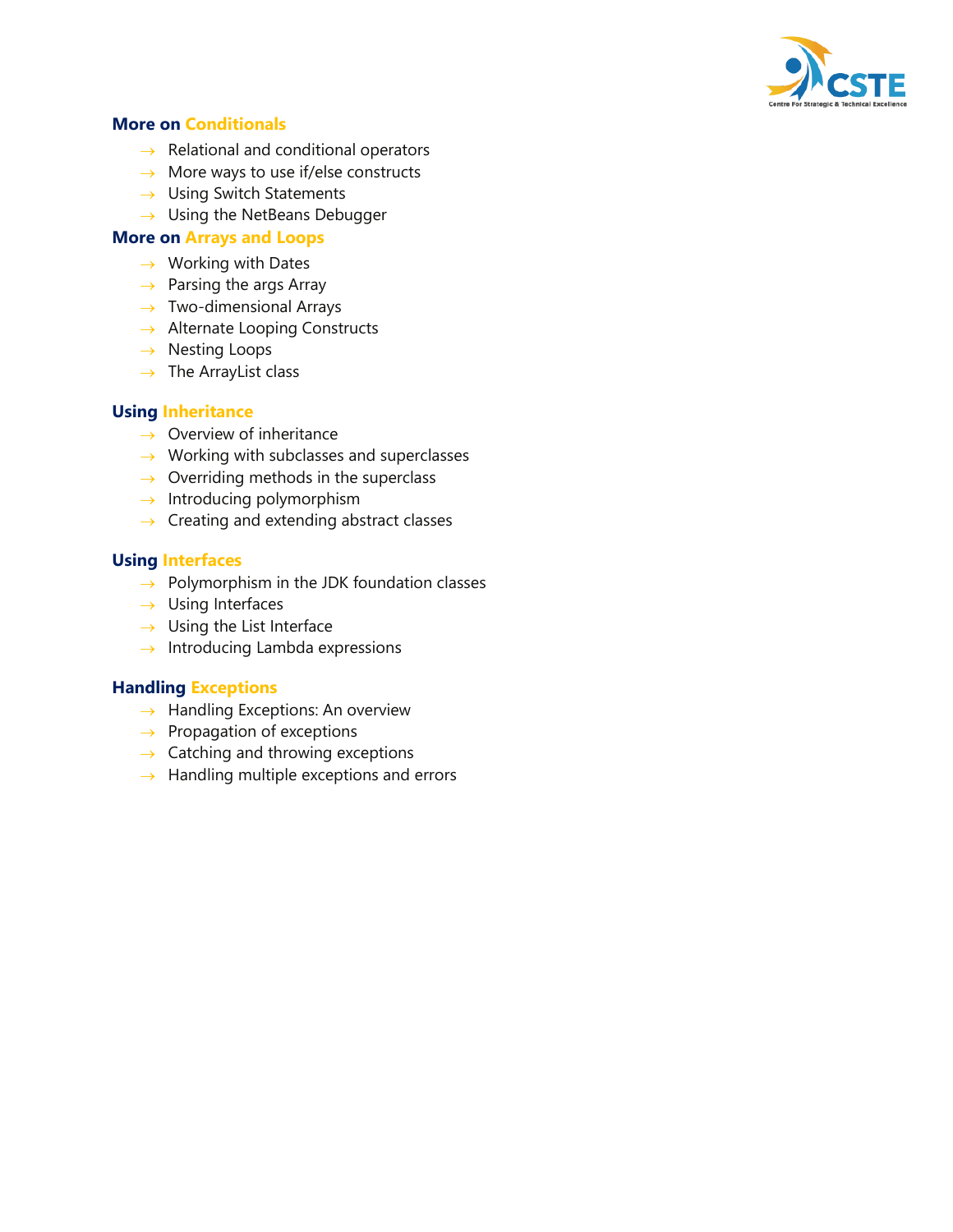## More on Conditionals

- Relational and conditional operators
- More ways to use if/else constructs
- Using Switch Statements
- Using the NetBeans Debugger

## More on Arrays and Loops

- Working with Dates
- Parsing the args Array
- Two-dimensional Arrays
- Alternate Looping Constructs
- Nesting Loops
- The ArrayList class

## Using Inheritance

- Overview of inheritance
- Working with subclasses and superclasses
- Overriding methods in the superclass
- Introducing polymorphism
- Creating and extending abstract classes

## Using Interfaces

- Polymorphism in the JDK foundation classes
- Using Interfaces
- Using the List Interface
- Introducing Lambda expressions

## Handling Exceptions

- Handling Exceptions: An overview
- Propagation of exceptions
- Catching and throwing exceptions
- Handling multiple exceptions and errors